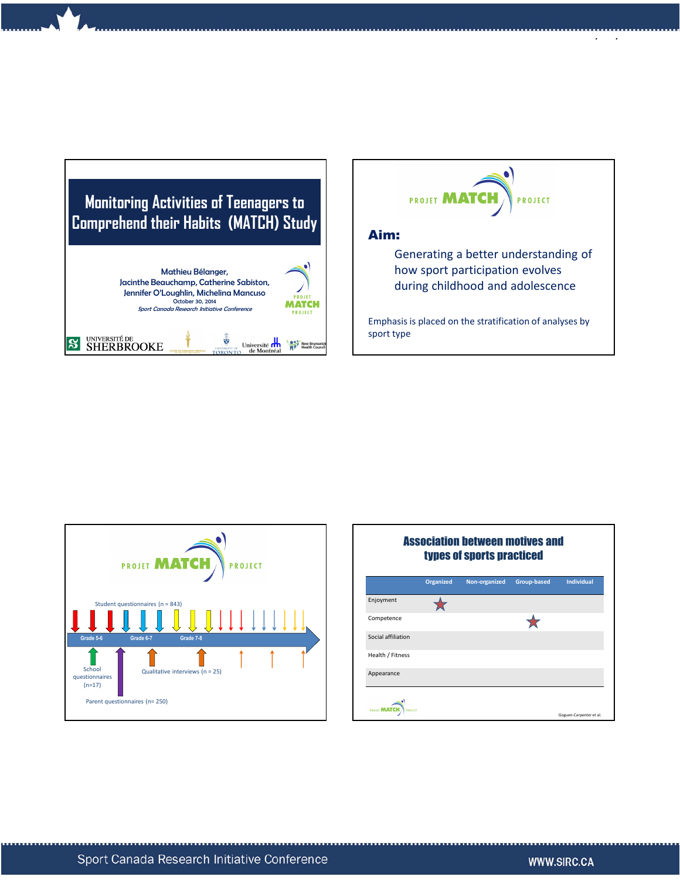# Monitoring Activities of Teenagers to Comprehend their Habits (MATCH) Study

Mathieu Bélanger,
Jacinthe Beauchamp, Catherine Sabiston,
Jennifer O'Loughlin, Michelina Mancuso
October 30, 2014
*Sport Canada Research Initiative Conference*

UNIVERSITÉ DE SHERBROOKE | UNIVERSITY OF TORONTO | Université de Montréal | New Brunswick Health Council

PROJET MATCH PROJECT

**Aim:**

Generating a better understanding of how sport participation evolves during childhood and adolescence

Emphasis is placed on the stratification of analyses by sport type

PROJET MATCH PROJECT

Student questionnaires (n = 843)

Grade 5-6 | Grade 6-7 | Grade 7-8

School questionnaires (n=17)

Qualitative interviews (n = 25)

Parent questionnaires (n= 250)

## Association between motives and types of sports practiced

| | Organized | Non-organized | Group-based | Individual |
|---|---|---|---|---|
| Enjoyment | ★ | | | |
| Competence | | | ★ | |
| Social affiliation | | | | |
| Health / Fitness | | | | |
| Appearance | | | | |

Goguen-Carpenter et al.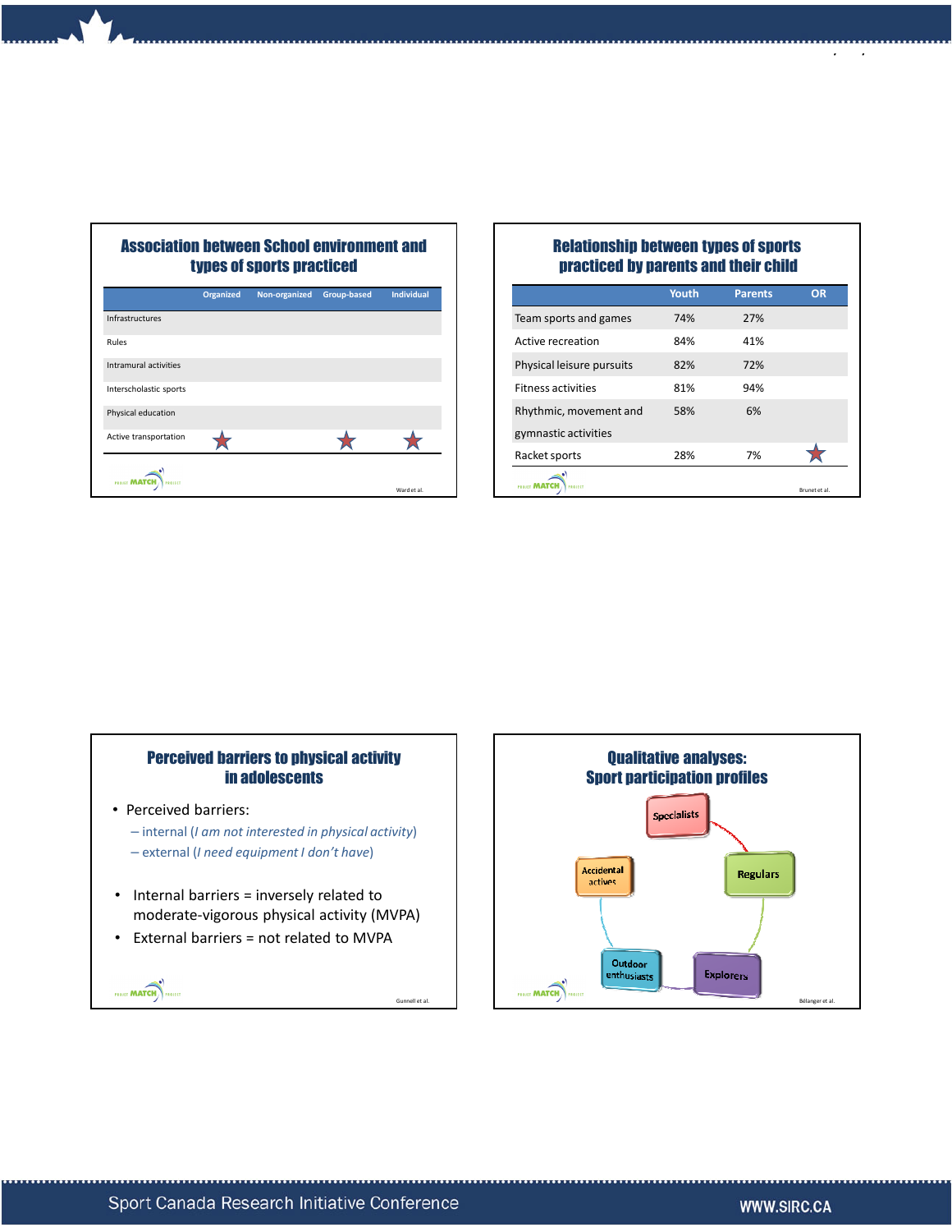## Association between School environment and types of sports practiced

| | Organized | Non-organized | Group-based | Individual |
|---|---|---|---|---|
| Infrastructures | | | | |
| Rules | | | | |
| Intramural activities | | | | |
| Interscholastic sports | | | | |
| Physical education | | | | |
| Active transportation | ★ | | ★ | ★ |

Ward et al.

## Relationship between types of sports practiced by parents and their child

| | Youth | Parents | OR |
|---|---|---|---|
| Team sports and games | 74% | 27% | |
| Active recreation | 84% | 41% | |
| Physical leisure pursuits | 82% | 72% | |
| Fitness activities | 81% | 94% | |
| Rhythmic, movement and gymnastic activities | 58% | 6% | |
| Racket sports | 28% | 7% | ★ |

Brunet et al.

## Perceived barriers to physical activity in adolescents

- Perceived barriers:
  - internal (*I am not interested in physical activity*)
  - external (*I need equipment I don't have*)
- Internal barriers = inversely related to moderate-vigorous physical activity (MVPA)
- External barriers = not related to MVPA

Gunnell et al.

## Qualitative analyses: Sport participation profiles

Specialists, Regulars, Explorers, Outdoor enthusiasts, Accidental actives

Bélanger et al.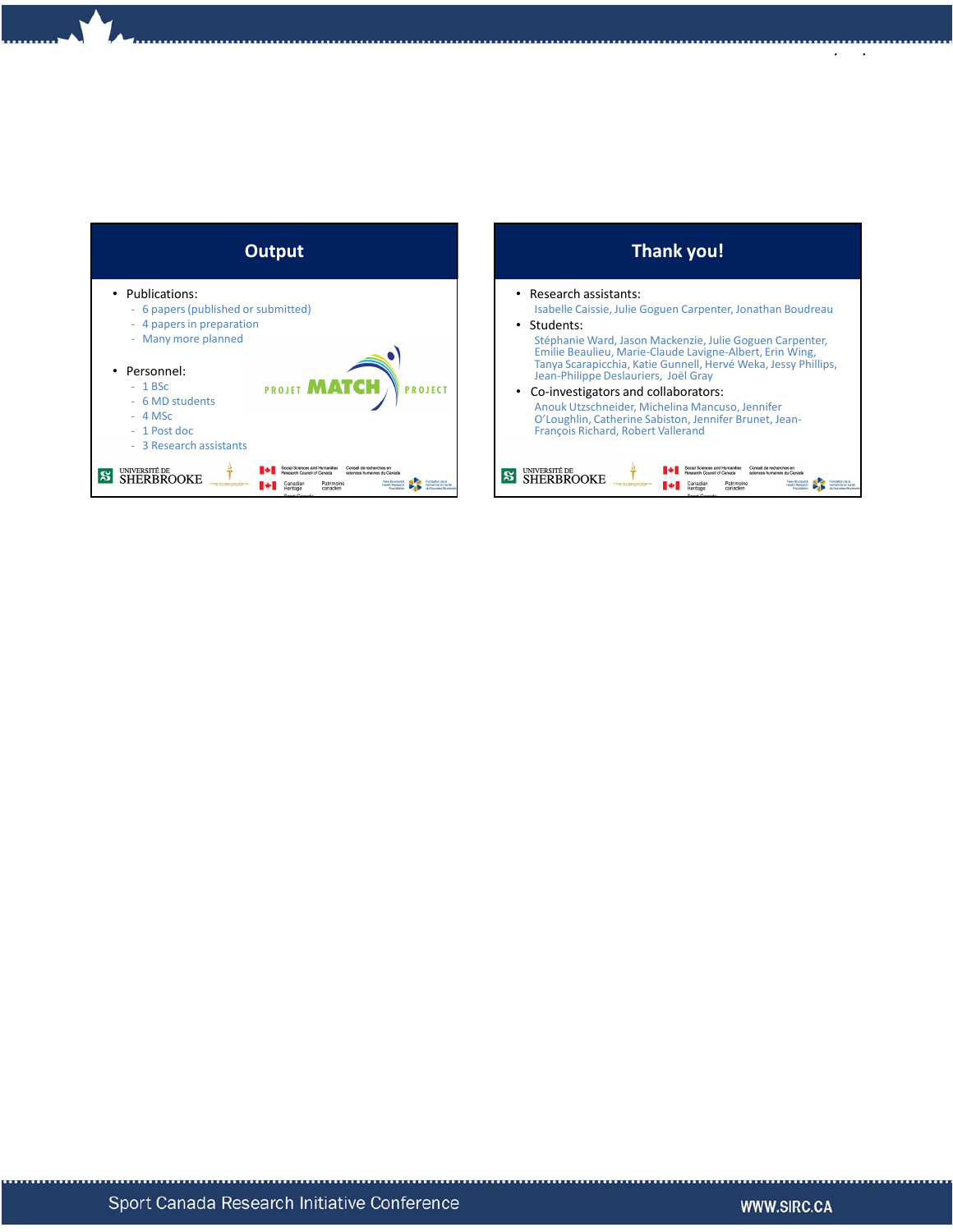## Output

- Publications:
  - 6 papers (published or submitted)
  - 4 papers in preparation
  - Many more planned
- Personnel:
  - 1 BSc
  - 6 MD students
  - 4 MSc
  - 1 Post doc
  - 3 Research assistants

PROJET MATCH PROJECT

## Thank you!

- Research assistants:
  Isabelle Caissie, Julie Goguen Carpenter, Jonathan Boudreau
- Students:
  Stéphanie Ward, Jason Mackenzie, Julie Goguen Carpenter, Emilie Beaulieu, Marie-Claude Lavigne-Albert, Erin Wing, Tanya Scarapicchia, Katie Gunnell, Hervé Weka, Jessy Phillips, Jean-Philippe Deslauriers, Joël Gray
- Co-investigators and collaborators:
  Anouk Utzschneider, Michelina Mancuso, Jennifer O'Loughlin, Catherine Sabiston, Jennifer Brunet, Jean-François Richard, Robert Vallerand